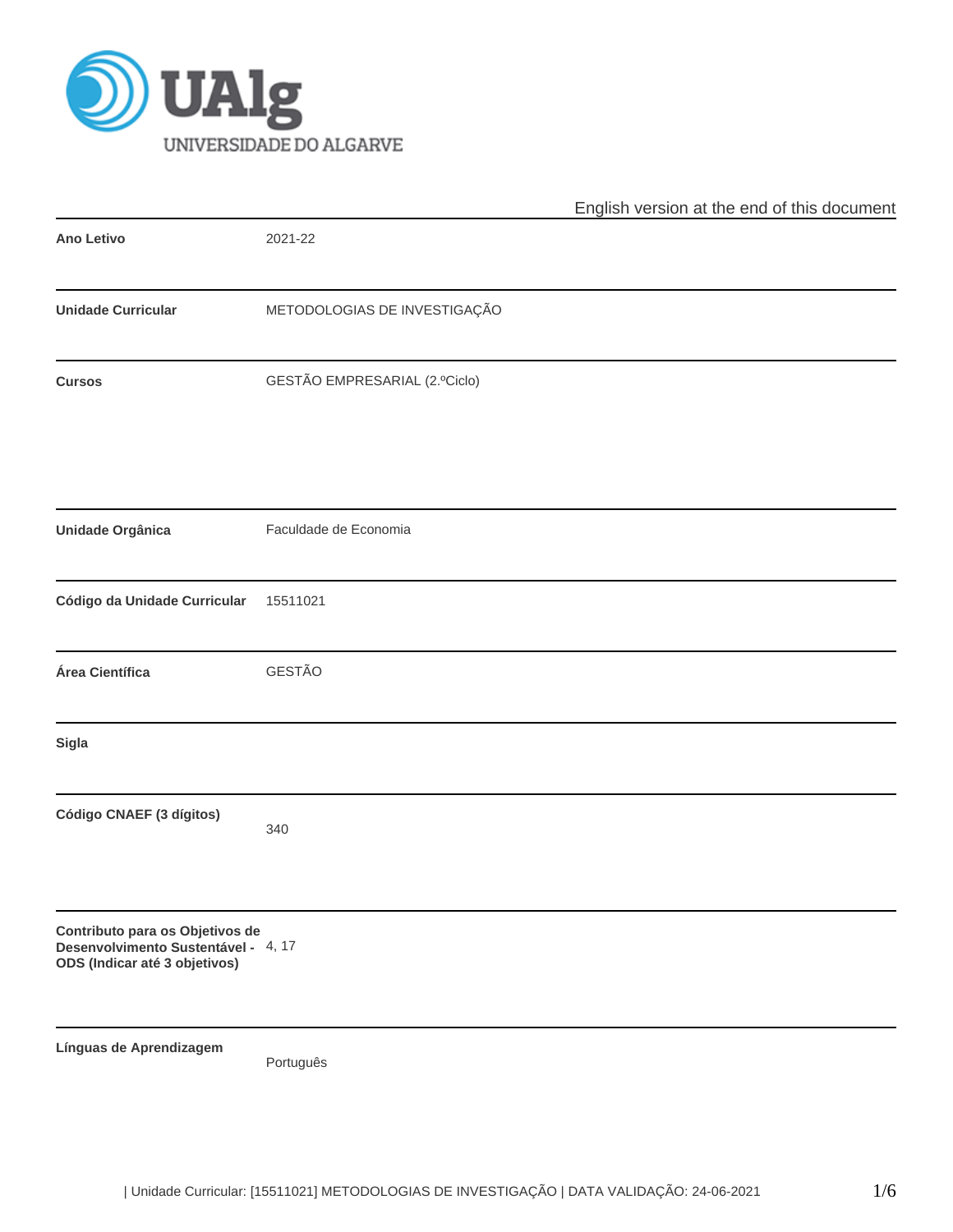English version at the end of this document

| | |
|---|---|
| **Ano Letivo** | 2021-22 |
| **Unidade Curricular** | METODOLOGIAS DE INVESTIGAÇÃO |
| **Cursos** | GESTÃO EMPRESARIAL (2.ºCiclo) |
| **Unidade Orgânica** | Faculdade de Economia |
| **Código da Unidade Curricular** | 15511021 |
| **Área Científica** | GESTÃO |
| **Sigla** | |
| **Código CNAEF (3 dígitos)** | 340 |
| **Contributo para os Objetivos de Desenvolvimento Sustentável - ODS (Indicar até 3 objetivos)** | 4, 17 |
| **Línguas de Aprendizagem** | Português |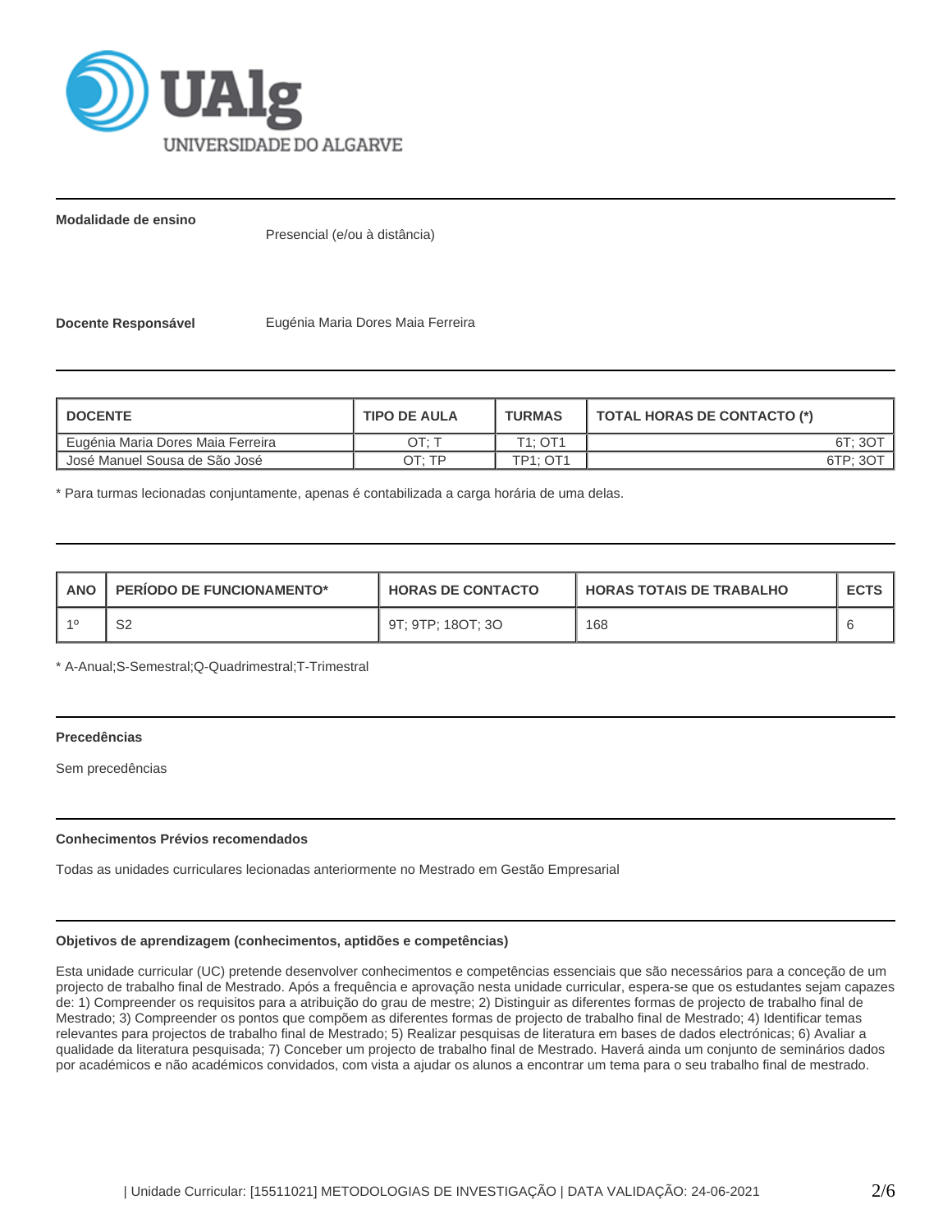**Modalidade de ensino**

Presencial (e/ou à distância)

**Docente Responsável**

Eugénia Maria Dores Maia Ferreira

| DOCENTE | TIPO DE AULA | TURMAS | TOTAL HORAS DE CONTACTO (*) |
|---|---|---|---|
| Eugénia Maria Dores Maia Ferreira | OT; T | T1; OT1 | 6T; 3OT |
| José Manuel Sousa de São José | OT; TP | TP1; OT1 | 6TP; 3OT |

* Para turmas lecionadas conjuntamente, apenas é contabilizada a carga horária de uma delas.

| ANO | PERÍODO DE FUNCIONAMENTO* | HORAS DE CONTACTO | HORAS TOTAIS DE TRABALHO | ECTS |
|---|---|---|---|---|
| 1º | S2 | 9T; 9TP; 18OT; 3O | 168 | 6 |

* A-Anual;S-Semestral;Q-Quadrimestral;T-Trimestral

**Precedências**

Sem precedências

**Conhecimentos Prévios recomendados**

Todas as unidades curriculares lecionadas anteriormente no Mestrado em Gestão Empresarial

**Objetivos de aprendizagem (conhecimentos, aptidões e competências)**

Esta unidade curricular (UC) pretende desenvolver conhecimentos e competências essenciais que são necessários para a conceção de um projecto de trabalho final de Mestrado. Após a frequência e aprovação nesta unidade curricular, espera-se que os estudantes sejam capazes de: 1) Compreender os requisitos para a atribuição do grau de mestre; 2) Distinguir as diferentes formas de projecto de trabalho final de Mestrado; 3) Compreender os pontos que compõem as diferentes formas de projecto de trabalho final de Mestrado; 4) Identificar temas relevantes para projectos de trabalho final de Mestrado; 5) Realizar pesquisas de literatura em bases de dados electrónicas; 6) Avaliar a qualidade da literatura pesquisada; 7) Conceber um projecto de trabalho final de Mestrado. Haverá ainda um conjunto de seminários dados por académicos e não académicos convidados, com vista a ajudar os alunos a encontrar um tema para o seu trabalho final de mestrado.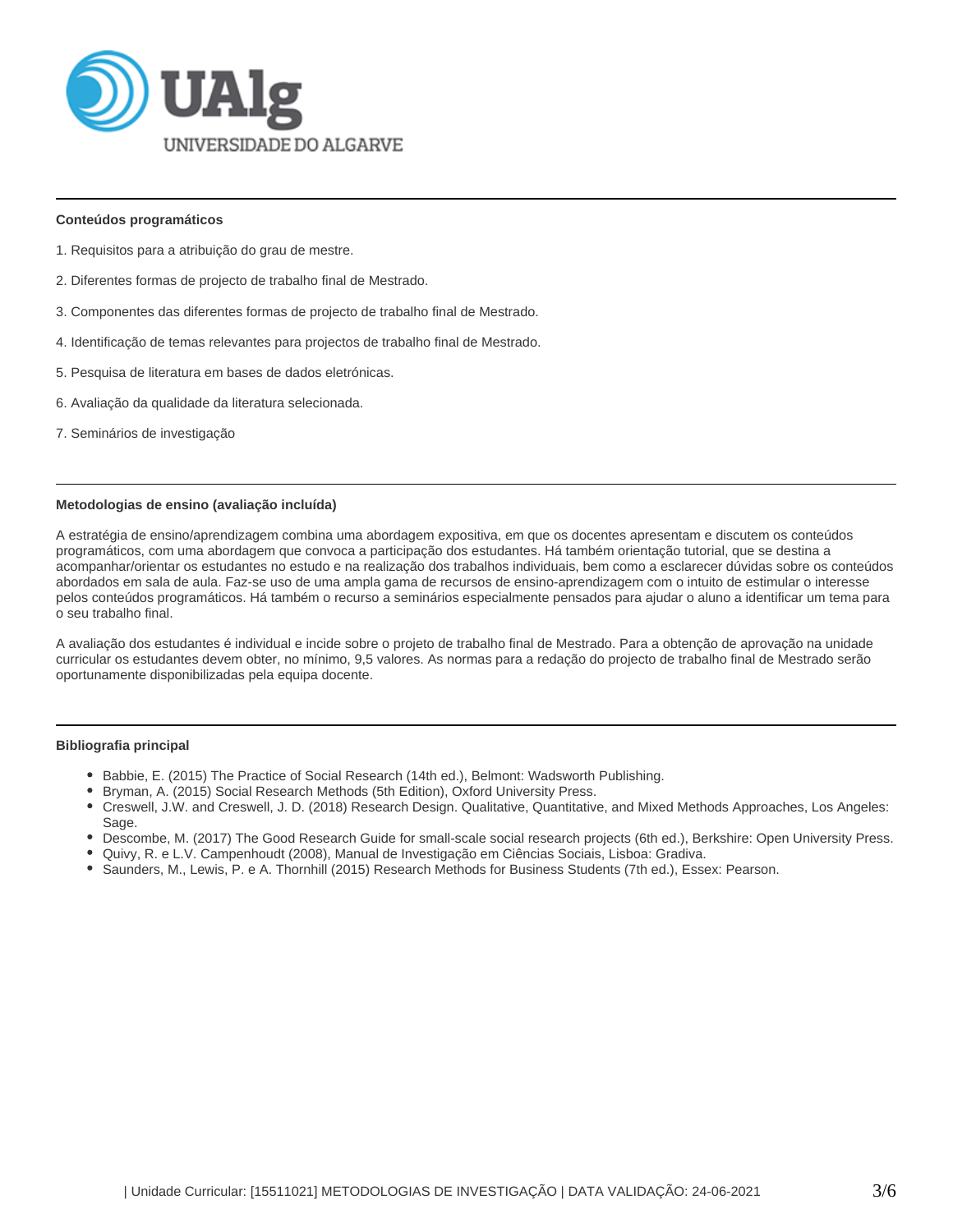### Conteúdos programáticos

1. Requisitos para a atribuição do grau de mestre.

2. Diferentes formas de projecto de trabalho final de Mestrado.

3. Componentes das diferentes formas de projecto de trabalho final de Mestrado.

4. Identificação de temas relevantes para projectos de trabalho final de Mestrado.

5. Pesquisa de literatura em bases de dados eletrónicas.

6. Avaliação da qualidade da literatura selecionada.

7. Seminários de investigação

### Metodologias de ensino (avaliação incluída)

A estratégia de ensino/aprendizagem combina uma abordagem expositiva, em que os docentes apresentam e discutem os conteúdos programáticos, com uma abordagem que convoca a participação dos estudantes. Há também orientação tutorial, que se destina a acompanhar/orientar os estudantes no estudo e na realização dos trabalhos individuais, bem como a esclarecer dúvidas sobre os conteúdos abordados em sala de aula. Faz-se uso de uma ampla gama de recursos de ensino-aprendizagem com o intuito de estimular o interesse pelos conteúdos programáticos. Há também o recurso a seminários especialmente pensados para ajudar o aluno a identificar um tema para o seu trabalho final.

A avaliação dos estudantes é individual e incide sobre o projeto de trabalho final de Mestrado. Para a obtenção de aprovação na unidade curricular os estudantes devem obter, no mínimo, 9,5 valores. As normas para a redação do projecto de trabalho final de Mestrado serão oportunamente disponibilizadas pela equipa docente.

### Bibliografia principal

- Babbie, E. (2015) The Practice of Social Research (14th ed.), Belmont: Wadsworth Publishing.
- Bryman, A. (2015) Social Research Methods (5th Edition), Oxford University Press.
- Creswell, J.W. and Creswell, J. D. (2018) Research Design. Qualitative, Quantitative, and Mixed Methods Approaches, Los Angeles: Sage.
- Descombe, M. (2017) The Good Research Guide for small-scale social research projects (6th ed.), Berkshire: Open University Press.
- Quivy, R. e L.V. Campenhoudt (2008), Manual de Investigação em Ciências Sociais, Lisboa: Gradiva.
- Saunders, M., Lewis, P. e A. Thornhill (2015) Research Methods for Business Students (7th ed.), Essex: Pearson.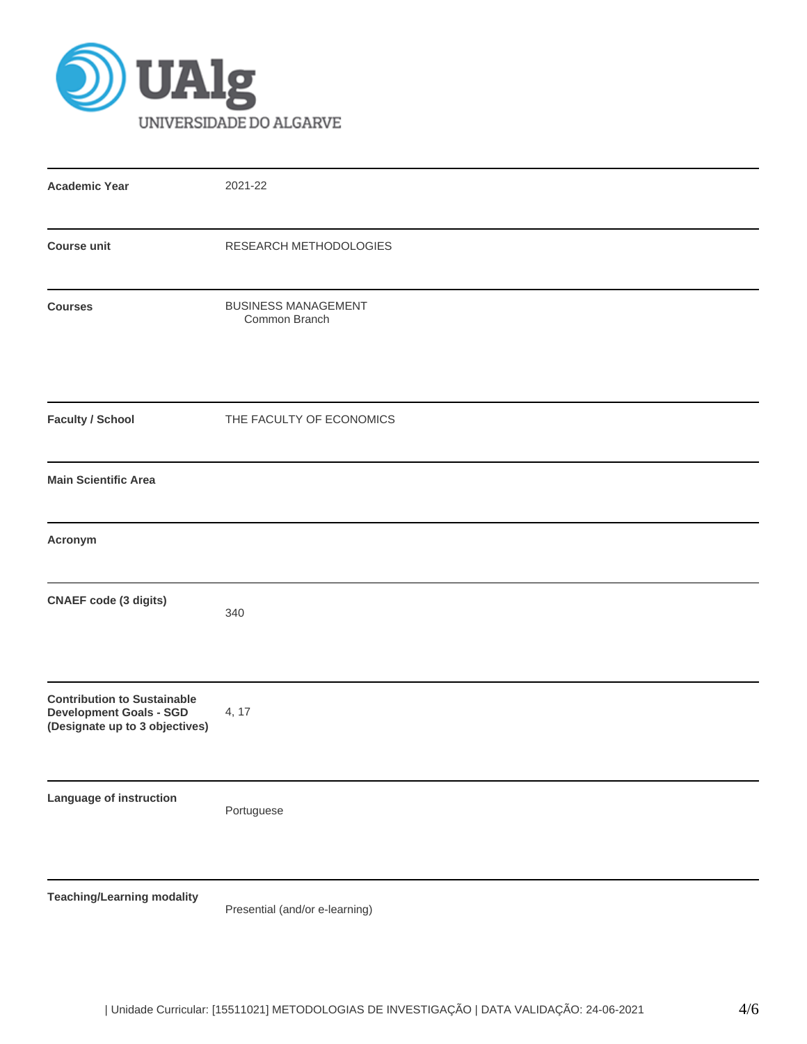UAlg UNIVERSIDADE DO ALGARVE

| | |
|---|---|
| **Academic Year** | 2021-22 |
| **Course unit** | RESEARCH METHODOLOGIES |
| **Courses** | BUSINESS MANAGEMENT<br>Common Branch |
| **Faculty / School** | THE FACULTY OF ECONOMICS |
| **Main Scientific Area** | |
| **Acronym** | |
| **CNAEF code (3 digits)** | 340 |
| **Contribution to Sustainable Development Goals - SGD (Designate up to 3 objectives)** | 4, 17 |
| **Language of instruction** | Portuguese |
| **Teaching/Learning modality** | Presential (and/or e-learning) |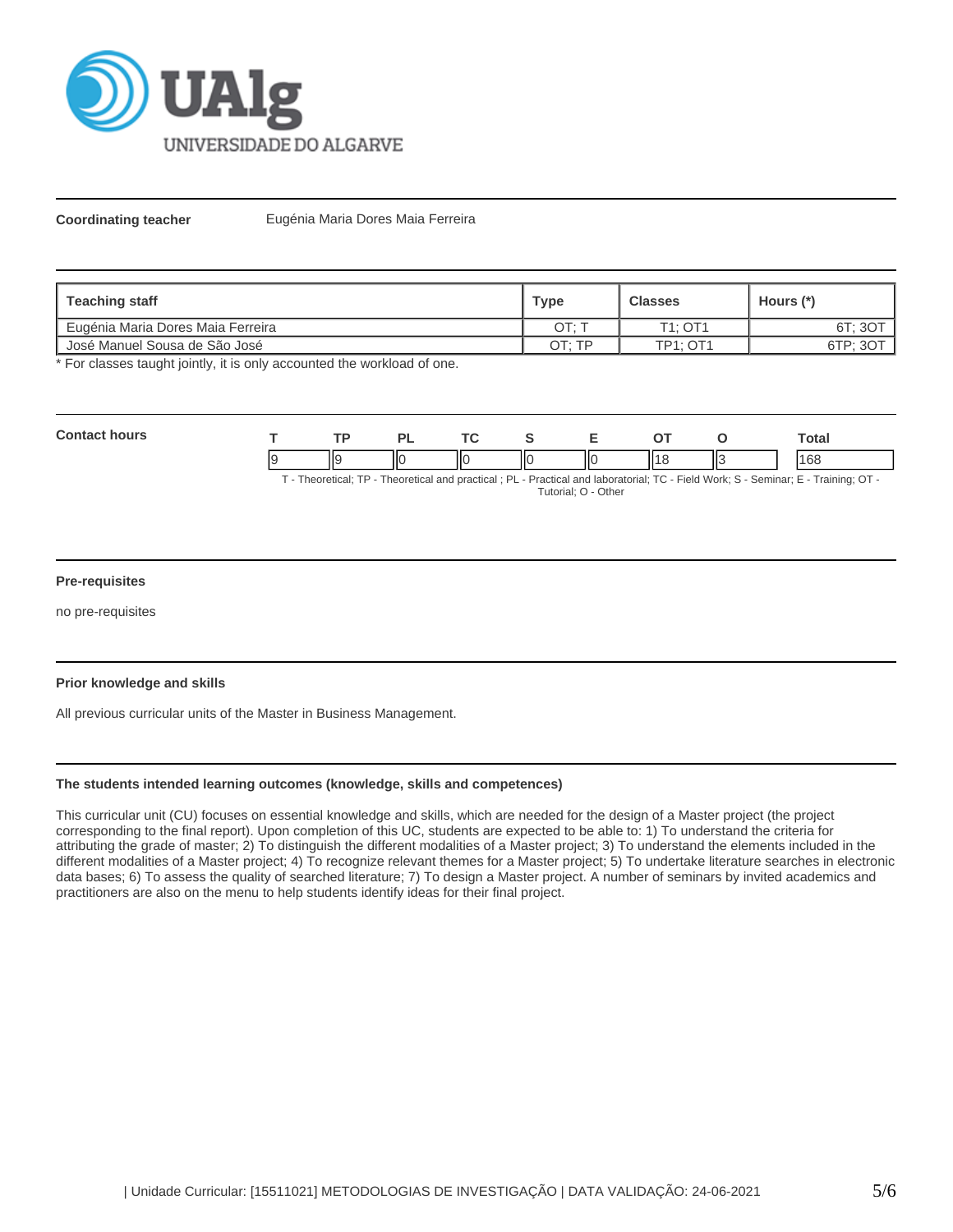**Coordinating teacher** Eugénia Maria Dores Maia Ferreira

| Teaching staff | Type | Classes | Hours (*) |
|---|---|---|---|
| Eugénia Maria Dores Maia Ferreira | OT; T | T1; OT1 | 6T; 3OT |
| José Manuel Sousa de São José | OT; TP | TP1; OT1 | 6TP; 3OT |

* For classes taught jointly, it is only accounted the workload of one.

**Contact hours**

| T | TP | PL | TC | S | E | OT | O | Total |
|---|---|---|---|---|---|---|---|---|
| 9 | 9 | 0 | 0 | 0 | 0 | 18 | 3 | 168 |

T - Theoretical; TP - Theoretical and practical ; PL - Practical and laboratorial; TC - Field Work; S - Seminar; E - Training; OT - Tutorial; O - Other

**Pre-requisites**

no pre-requisites

**Prior knowledge and skills**

All previous curricular units of the Master in Business Management.

**The students intended learning outcomes (knowledge, skills and competences)**

This curricular unit (CU) focuses on essential knowledge and skills, which are needed for the design of a Master project (the project corresponding to the final report). Upon completion of this UC, students are expected to be able to: 1) To understand the criteria for attributing the grade of master; 2) To distinguish the different modalities of a Master project; 3) To understand the elements included in the different modalities of a Master project; 4) To recognize relevant themes for a Master project; 5) To undertake literature searches in electronic data bases; 6) To assess the quality of searched literature; 7) To design a Master project. A number of seminars by invited academics and practitioners are also on the menu to help students identify ideas for their final project.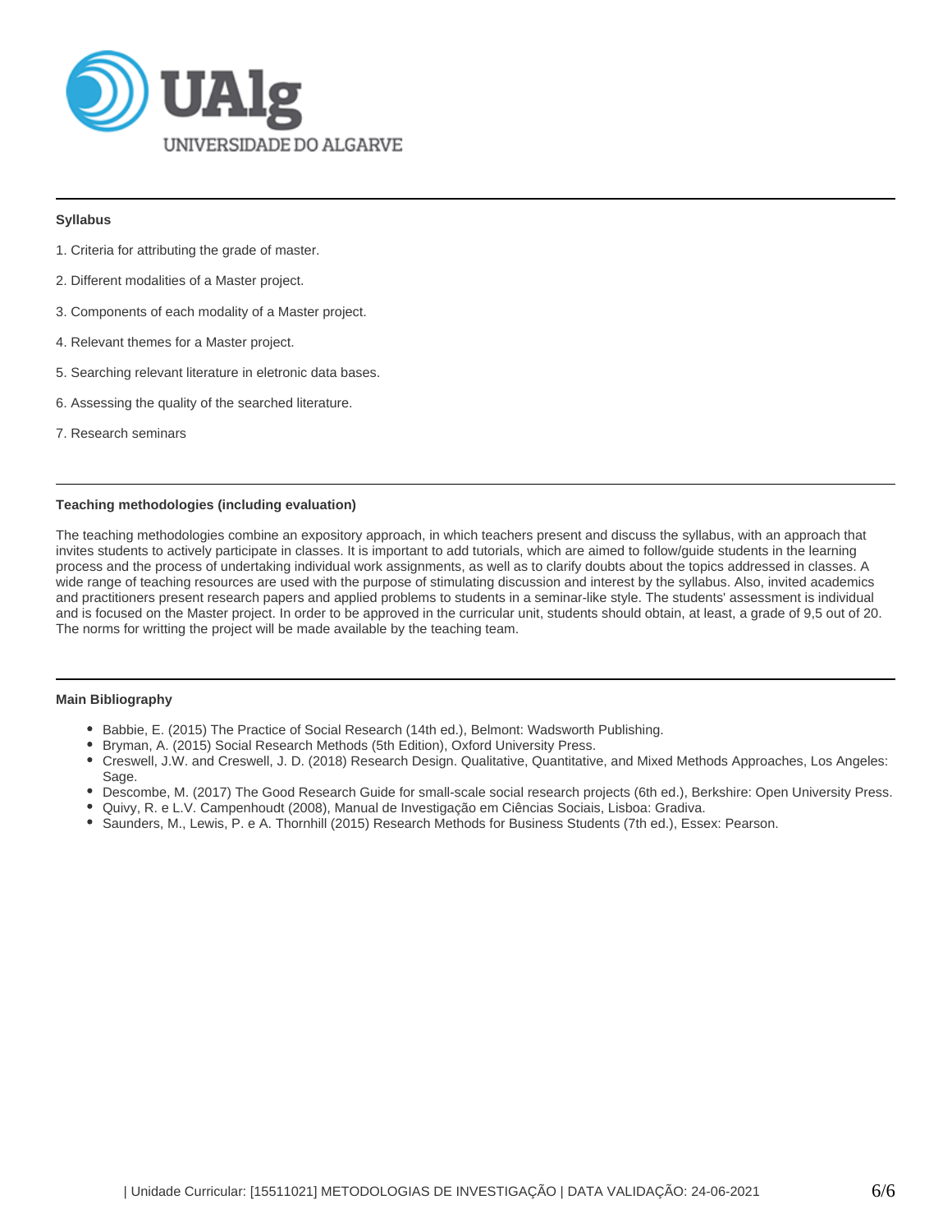## Syllabus

1. Criteria for attributing the grade of master.
2. Different modalities of a Master project.
3. Components of each modality of a Master project.
4. Relevant themes for a Master project.
5. Searching relevant literature in eletronic data bases.
6. Assessing the quality of the searched literature.
7. Research seminars

## Teaching methodologies (including evaluation)

The teaching methodologies combine an expository approach, in which teachers present and discuss the syllabus, with an approach that invites students to actively participate in classes. It is important to add tutorials, which are aimed to follow/guide students in the learning process and the process of undertaking individual work assignments, as well as to clarify doubts about the topics addressed in classes. A wide range of teaching resources are used with the purpose of stimulating discussion and interest by the syllabus. Also, invited academics and practitioners present research papers and applied problems to students in a seminar-like style. The students' assessment is individual and is focused on the Master project. In order to be approved in the curricular unit, students should obtain, at least, a grade of 9,5 out of 20. The norms for writting the project will be made available by the teaching team.

## Main Bibliography

- Babbie, E. (2015) The Practice of Social Research (14th ed.), Belmont: Wadsworth Publishing.
- Bryman, A. (2015) Social Research Methods (5th Edition), Oxford University Press.
- Creswell, J.W. and Creswell, J. D. (2018) Research Design. Qualitative, Quantitative, and Mixed Methods Approaches, Los Angeles: Sage.
- Descombe, M. (2017) The Good Research Guide for small-scale social research projects (6th ed.), Berkshire: Open University Press.
- Quivy, R. e L.V. Campenhoudt (2008), Manual de Investigação em Ciências Sociais, Lisboa: Gradiva.
- Saunders, M., Lewis, P. e A. Thornhill (2015) Research Methods for Business Students (7th ed.), Essex: Pearson.